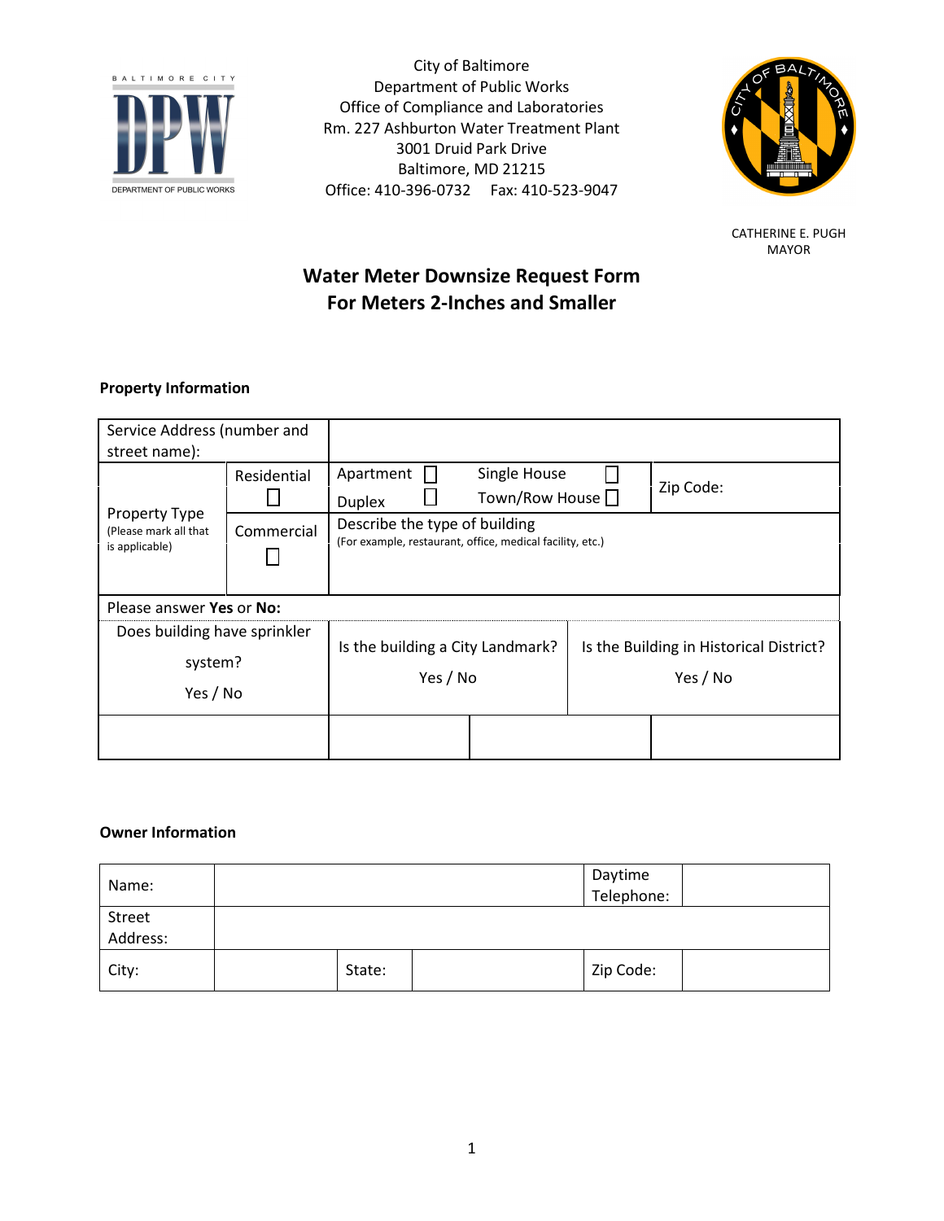City of Baltimore
Department of Public Works
Office of Compliance and Laboratories
Rm. 227 Ashburton Water Treatment Plant
3001 Druid Park Drive
Baltimore, MD 21215
Office: 410-396-0732 Fax: 410-523-9047

CATHERINE E. PUGH
MAYOR

# Water Meter Downsize Request Form
# For Meters 2-Inches and Smaller

### Property Information

| | | | | |
|---|---|---|---|---|
| Service Address (number and street name): | | | | |
| Property Type (Please mark all that is applicable) | Residential ☐ | Apartment ☐ Duplex ☐ | Single House ☐ Town/Row House ☐ | Zip Code: |
| | Commercial ☐ | Describe the type of building (For example, restaurant, office, medical facility, etc.) | | |
| Please answer **Yes** or **No:** | | | | |
| Does building have sprinkler system? Yes / No | | Is the building a City Landmark? Yes / No | | Is the Building in Historical District? Yes / No |
| | | | | |

### Owner Information

| | | | |
|---|---|---|---|
| Name: | | Daytime Telephone: | |
| Street Address: | | | |
| City: | State: | | Zip Code: |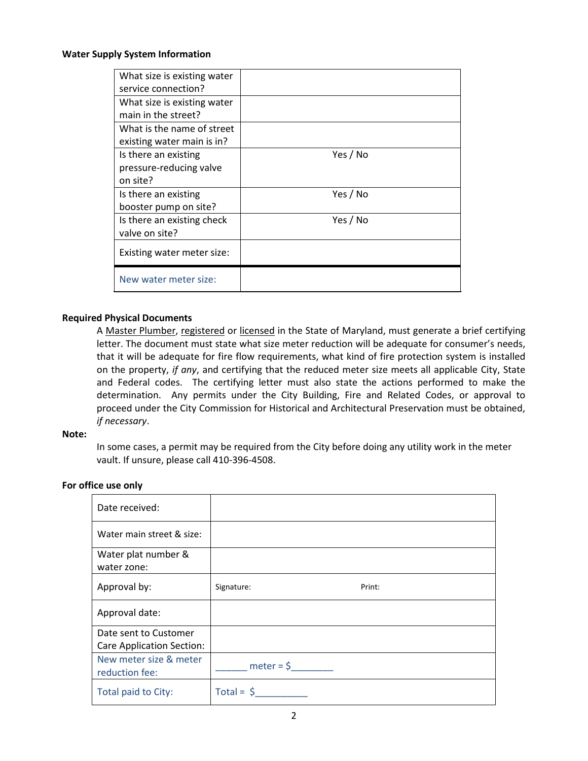**Water Supply System Information**

| | |
|---|---|
| What size is existing water service connection? | |
| What size is existing water main in the street? | |
| What is the name of street existing water main is in? | |
| Is there an existing pressure-reducing valve on site? | Yes / No |
| Is there an existing booster pump on site? | Yes / No |
| Is there an existing check valve on site? | Yes / No |
| Existing water meter size: | |
| New water meter size: | |

**Required Physical Documents**

A Master Plumber, registered or licensed in the State of Maryland, must generate a brief certifying letter. The document must state what size meter reduction will be adequate for consumer's needs, that it will be adequate for fire flow requirements, what kind of fire protection system is installed on the property, *if any*, and certifying that the reduced meter size meets all applicable City, State and Federal codes. The certifying letter must also state the actions performed to make the determination. Any permits under the City Building, Fire and Related Codes, or approval to proceed under the City Commission for Historical and Architectural Preservation must be obtained, *if necessary*.

**Note:**

In some cases, a permit may be required from the City before doing any utility work in the meter vault. If unsure, please call 410-396-4508.

**For office use only**

| | |
|---|---|
| Date received: | |
| Water main street & size: | |
| Water plat number & water zone: | |
| Approval by: | Signature: Print: |
| Approval date: | |
| Date sent to Customer Care Application Section: | |
| New meter size & meter reduction fee: | ______ meter = $________ |
| Total paid to City: | Total = $__________ |